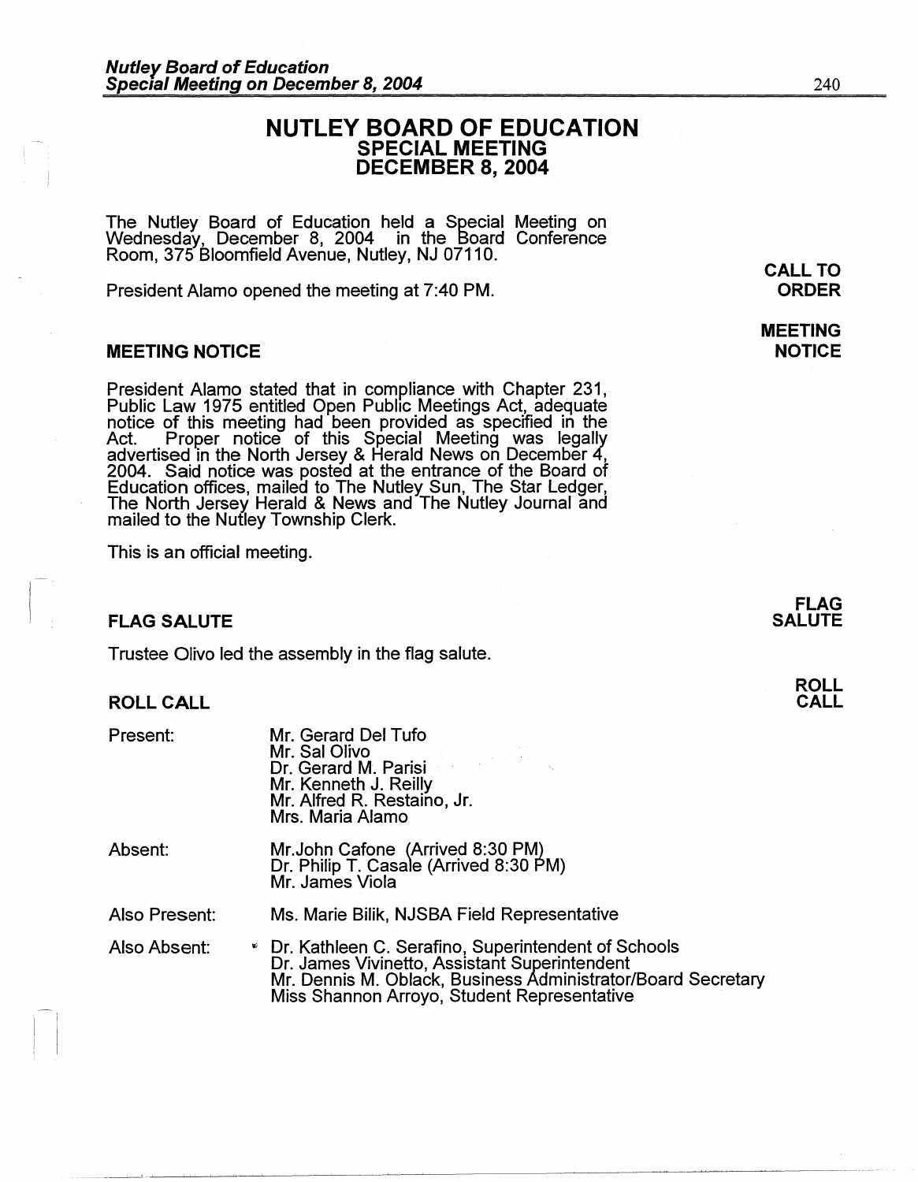# NUTLEY BOARD OF EDUCATION
## SPECIAL MEETING
## DECEMBER 8, 2004

The Nutley Board of Education held a Special Meeting on Wednesday, December 8, 2004 in the Board Conference Room, 375 Bloomfield Avenue, Nutley, NJ 07110.

**CALL TO ORDER**

President Alamo opened the meeting at 7:40 PM.

### MEETING NOTICE

**MEETING NOTICE**

President Alamo stated that in compliance with Chapter 231, Public Law 1975 entitled Open Public Meetings Act, adequate notice of this meeting had been provided as specified in the Act. Proper notice of this Special Meeting was legally advertised in the North Jersey & Herald News on December 4, 2004. Said notice was posted at the entrance of the Board of Education offices, mailed to The Nutley Sun, The Star Ledger, The North Jersey Herald & News and The Nutley Journal and mailed to the Nutley Township Clerk.

This is an official meeting.

### FLAG SALUTE

**FLAG SALUTE**

Trustee Olivo led the assembly in the flag salute.

### ROLL CALL

**ROLL CALL**

Present:
- Mr. Gerard Del Tufo
- Mr. Sal Olivo
- Dr. Gerard M. Parisi
- Mr. Kenneth J. Reilly
- Mr. Alfred R. Restaino, Jr.
- Mrs. Maria Alamo

Absent:
- Mr. John Cafone (Arrived 8:30 PM)
- Dr. Philip T. Casale (Arrived 8:30 PM)
- Mr. James Viola

Also Present:
- Ms. Marie Bilik, NJSBA Field Representative

Also Absent:
- Dr. Kathleen C. Serafino, Superintendent of Schools
- Dr. James Vivinetto, Assistant Superintendent
- Mr. Dennis M. Oblack, Business Administrator/Board Secretary
- Miss Shannon Arroyo, Student Representative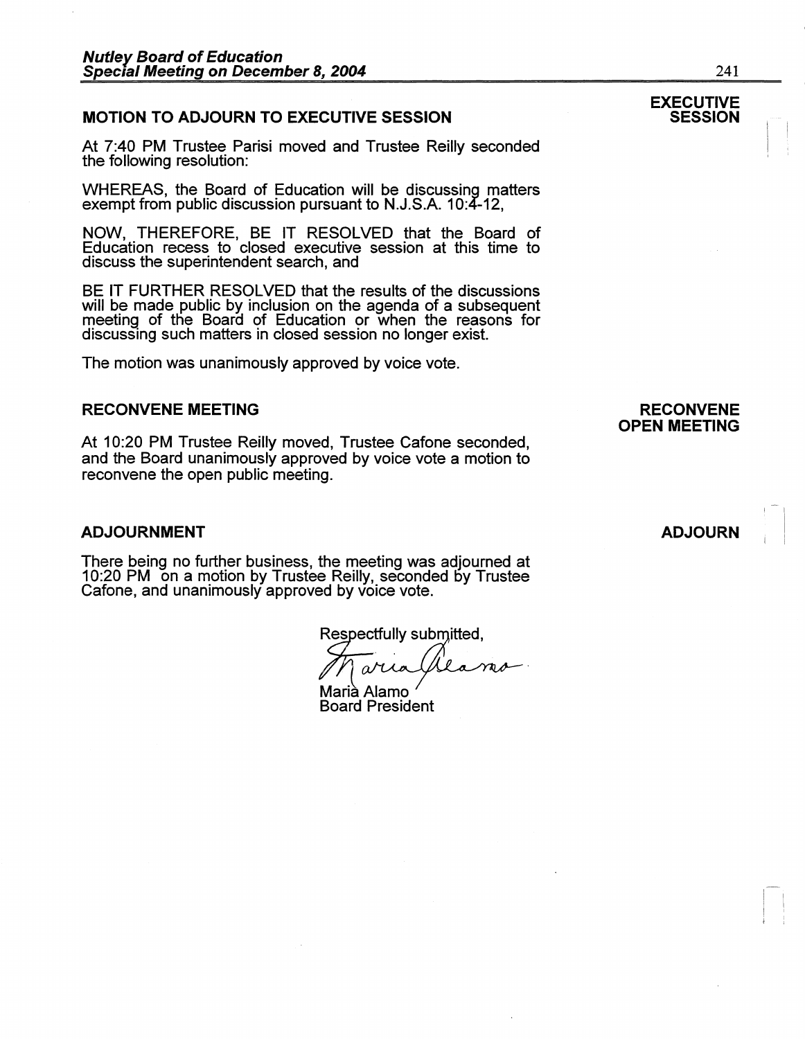## MOTION TO ADJOURN TO EXECUTIVE SESSION

**EXECUTIVE SESSION**

At 7:40 PM Trustee Parisi moved and Trustee Reilly seconded the following resolution:

WHEREAS, the Board of Education will be discussing matters exempt from public discussion pursuant to N.J.S.A. 10:4-12,

NOW, THEREFORE, BE IT RESOLVED that the Board of Education recess to closed executive session at this time to discuss the superintendent search, and

BE IT FURTHER RESOLVED that the results of the discussions will be made public by inclusion on the agenda of a subsequent meeting of the Board of Education or when the reasons for discussing such matters in closed session no longer exist.

The motion was unanimously approved by voice vote.

## RECONVENE MEETING

**RECONVENE OPEN MEETING**

At 10:20 PM Trustee Reilly moved, Trustee Cafone seconded, and the Board unanimously approved by voice vote a motion to reconvene the open public meeting.

## ADJOURNMENT

**ADJOURN**

There being no further business, the meeting was adjourned at 10:20 PM on a motion by Trustee Reilly, seconded by Trustee Cafone, and unanimously approved by voice vote.

Respectfully submitted,

Maria Alamo

Maria Alamo
Board President